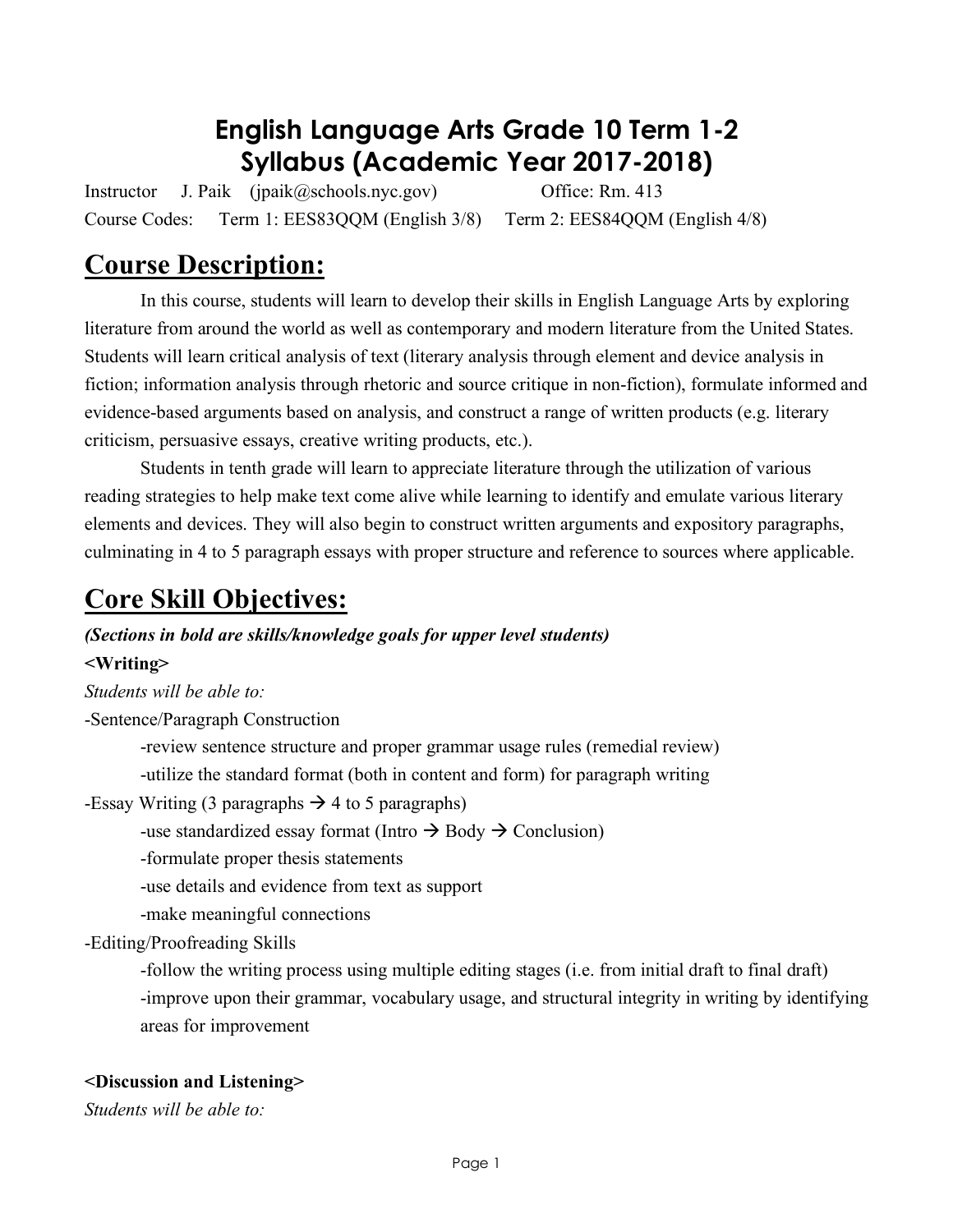# English Language Arts Grade 10 Term 1-2 Syllabus (Academic Year 2017-2018)

Instructor J. Paik (jpaik@schools.nyc.gov) Office: Rm. 413

Course Codes: Term 1: EES83QQM (English 3/8) Term 2: EES84QQM (English 4/8)

## Course Description:

In this course, students will learn to develop their skills in English Language Arts by exploring literature from around the world as well as contemporary and modern literature from the United States. Students will learn critical analysis of text (literary analysis through element and device analysis in fiction; information analysis through rhetoric and source critique in non-fiction), formulate informed and evidence-based arguments based on analysis, and construct a range of written products (e.g. literary criticism, persuasive essays, creative writing products, etc.).

Students in tenth grade will learn to appreciate literature through the utilization of various reading strategies to help make text come alive while learning to identify and emulate various literary elements and devices. They will also begin to construct written arguments and expository paragraphs, culminating in 4 to 5 paragraph essays with proper structure and reference to sources where applicable.

## Core Skill Objectives:

***(Sections in bold are skills/knowledge goals for upper level students)***

**<Writing>**

*Students will be able to:*

-Sentence/Paragraph Construction

- -review sentence structure and proper grammar usage rules (remedial review)
- -utilize the standard format (both in content and form) for paragraph writing

-Essay Writing (3 paragraphs → 4 to 5 paragraphs)

- -use standardized essay format (Intro → Body → Conclusion)
- -formulate proper thesis statements
- -use details and evidence from text as support
- -make meaningful connections

-Editing/Proofreading Skills

- -follow the writing process using multiple editing stages (i.e. from initial draft to final draft)
- -improve upon their grammar, vocabulary usage, and structural integrity in writing by identifying areas for improvement

**<Discussion and Listening>**

*Students will be able to:*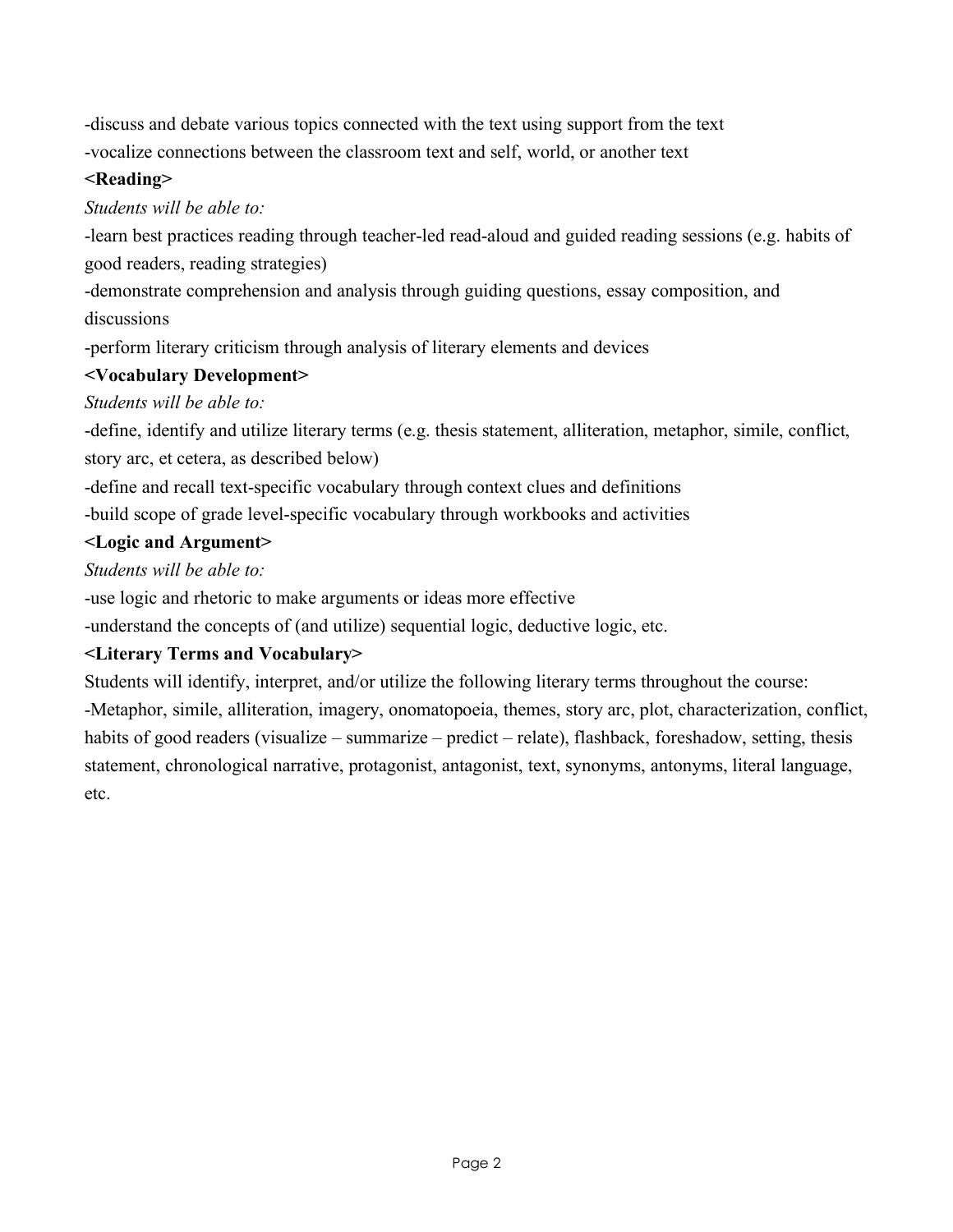-discuss and debate various topics connected with the text using support from the text

-vocalize connections between the classroom text and self, world, or another text

**<Reading>**

*Students will be able to:*

-learn best practices reading through teacher-led read-aloud and guided reading sessions (e.g. habits of good readers, reading strategies)

-demonstrate comprehension and analysis through guiding questions, essay composition, and discussions

-perform literary criticism through analysis of literary elements and devices

**<Vocabulary Development>**

*Students will be able to:*

-define, identify and utilize literary terms (e.g. thesis statement, alliteration, metaphor, simile, conflict, story arc, et cetera, as described below)

-define and recall text-specific vocabulary through context clues and definitions

-build scope of grade level-specific vocabulary through workbooks and activities

**<Logic and Argument>**

*Students will be able to:*

-use logic and rhetoric to make arguments or ideas more effective

-understand the concepts of (and utilize) sequential logic, deductive logic, etc.

**<Literary Terms and Vocabulary>**

Students will identify, interpret, and/or utilize the following literary terms throughout the course:

-Metaphor, simile, alliteration, imagery, onomatopoeia, themes, story arc, plot, characterization, conflict, habits of good readers (visualize – summarize – predict – relate), flashback, foreshadow, setting, thesis statement, chronological narrative, protagonist, antagonist, text, synonyms, antonyms, literal language, etc.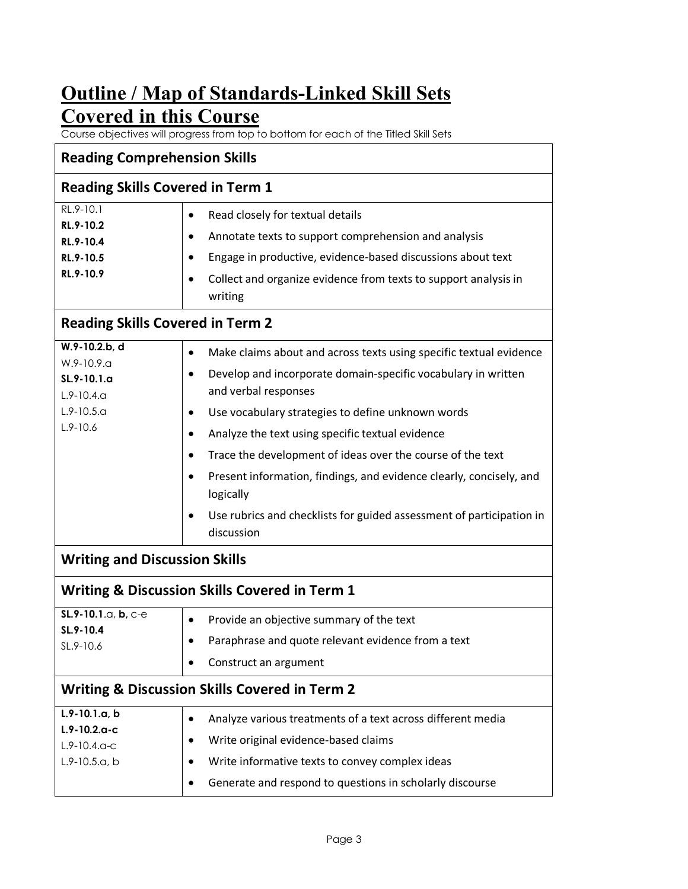# Outline / Map of Standards-Linked Skill Sets Covered in this Course

Course objectives will progress from top to bottom for each of the Titled Skill Sets

| Reading Comprehension Skills | |
|---|---|
| **Reading Skills Covered in Term 1** | |
| RL.9-10.1<br>**RL.9-10.2**<br>**RL.9-10.4**<br>**RL.9-10.5**<br>**RL.9-10.9** | • Read closely for textual details<br>• Annotate texts to support comprehension and analysis<br>• Engage in productive, evidence-based discussions about text<br>• Collect and organize evidence from texts to support analysis in writing |
| **Reading Skills Covered in Term 2** | |
| **W.9-10.2.b**, **d**<br>W.9-10.9.a<br>**SL.9-10.1.a**<br>L.9-10.4.a<br>L.9-10.5.a<br>L.9-10.6 | • Make claims about and across texts using specific textual evidence<br>• Develop and incorporate domain-specific vocabulary in written and verbal responses<br>• Use vocabulary strategies to define unknown words<br>• Analyze the text using specific textual evidence<br>• Trace the development of ideas over the course of the text<br>• Present information, findings, and evidence clearly, concisely, and logically<br>• Use rubrics and checklists for guided assessment of participation in discussion |
| **Writing and Discussion Skills** | |
| **Writing & Discussion Skills Covered in Term 1** | |
| **SL.9-10.1**.a, **b**, c-e<br>**SL.9-10.4**<br>SL.9-10.6 | • Provide an objective summary of the text<br>• Paraphrase and quote relevant evidence from a text<br>• Construct an argument |
| **Writing & Discussion Skills Covered in Term 2** | |
| **L.9-10.1.a**, **b**<br>**L.9-10.2.a-c**<br>L.9-10.4.a-c<br>L.9-10.5.a, b | • Analyze various treatments of a text across different media<br>• Write original evidence-based claims<br>• Write informative texts to convey complex ideas<br>• Generate and respond to questions in scholarly discourse |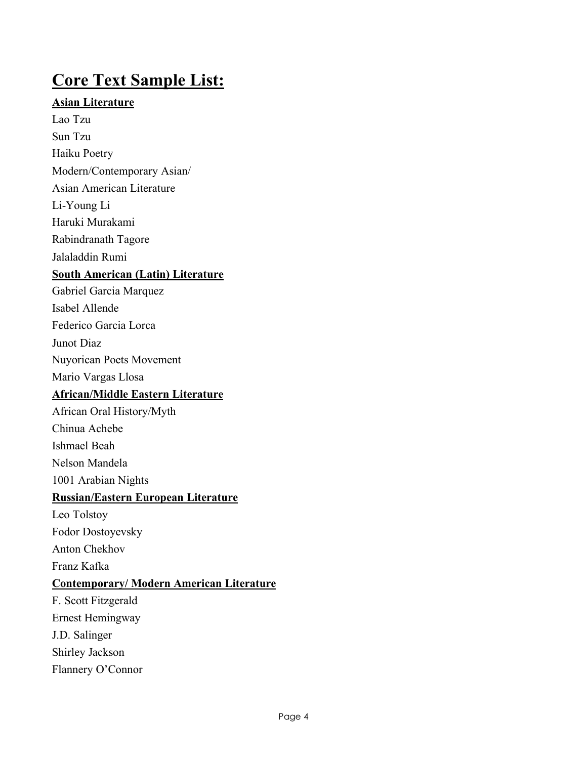# Core Text Sample List:

**Asian Literature**

Lao Tzu

Sun Tzu

Haiku Poetry

Modern/Contemporary Asian/

Asian American Literature

Li-Young Li

Haruki Murakami

Rabindranath Tagore

Jalaladdin Rumi

**South American (Latin) Literature**

Gabriel Garcia Marquez

Isabel Allende

Federico Garcia Lorca

Junot Diaz

Nuyorican Poets Movement

Mario Vargas Llosa

**African/Middle Eastern Literature**

African Oral History/Myth

Chinua Achebe

Ishmael Beah

Nelson Mandela

1001 Arabian Nights

**Russian/Eastern European Literature**

Leo Tolstoy

Fodor Dostoyevsky

Anton Chekhov

Franz Kafka

**Contemporary/ Modern American Literature**

F. Scott Fitzgerald

Ernest Hemingway

J.D. Salinger

Shirley Jackson

Flannery O'Connor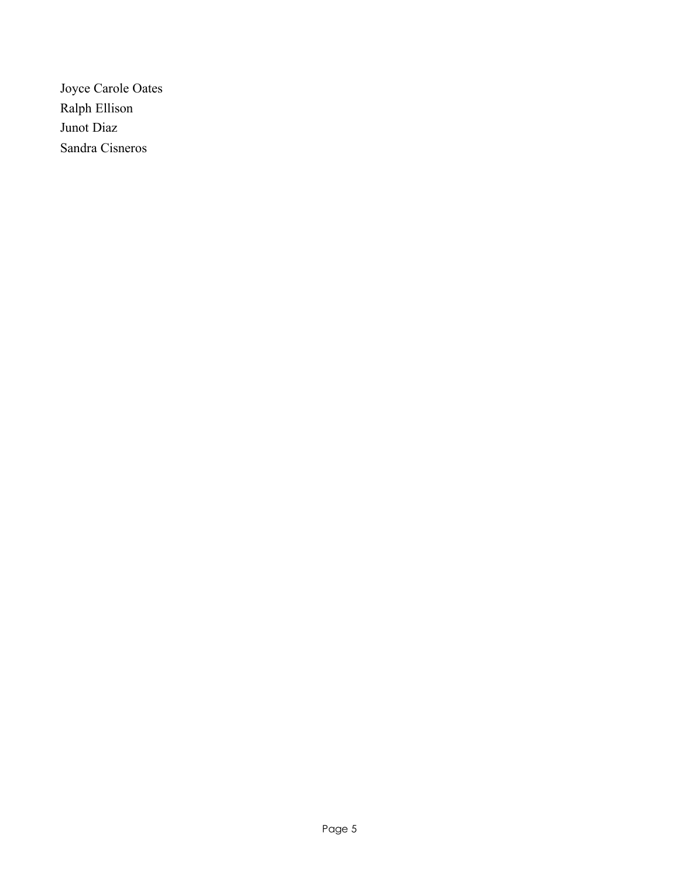Joyce Carole Oates
Ralph Ellison
Junot Diaz
Sandra Cisneros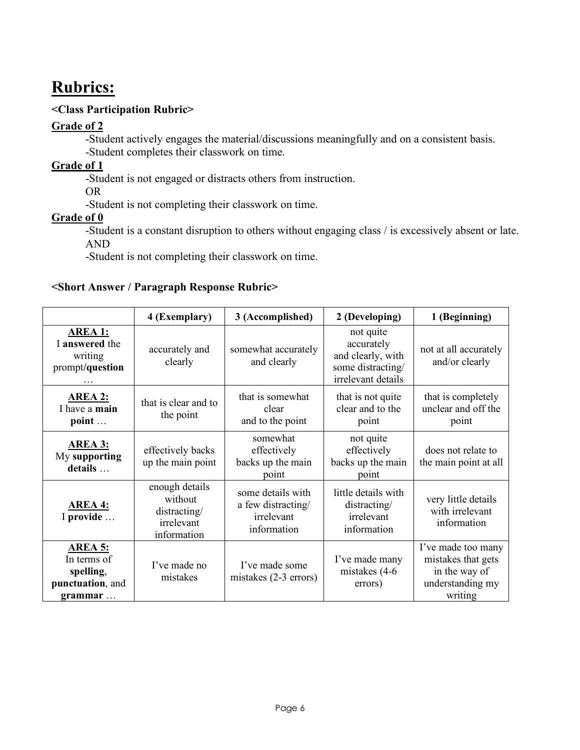# Rubrics:

**<Class Participation Rubric>**

**Grade of 2**

-Student actively engages the material/discussions meaningfully and on a consistent basis.
-Student completes their classwork on time.

**Grade of 1**

-Student is not engaged or distracts others from instruction.
OR
-Student is not completing their classwork on time.

**Grade of 0**

-Student is a constant disruption to others without engaging class / is excessively absent or late.
AND
-Student is not completing their classwork on time.

**<Short Answer / Paragraph Response Rubric>**

| | 4 (Exemplary) | 3 (Accomplished) | 2 (Developing) | 1 (Beginning) |
|---|---|---|---|---|
| **AREA 1:** I **answered** the writing prompt/**question** … | accurately and clearly | somewhat accurately and clearly | not quite accurately and clearly, with some distracting/ irrelevant details | not at all accurately and/or clearly |
| **AREA 2:** I have a **main point** … | that is clear and to the point | that is somewhat clear and to the point | that is not quite clear and to the point | that is completely unclear and off the point |
| **AREA 3:** My **supporting details** … | effectively backs up the main point | somewhat effectively backs up the main point | not quite effectively backs up the main point | does not relate to the main point at all |
| **AREA 4:** I **provide** … | enough details without distracting/ irrelevant information | some details with a few distracting/ irrelevant information | little details with distracting/ irrelevant information | very little details with irrelevant information |
| **AREA 5:** In terms of **spelling**, **punctuation**, and **grammar** … | I've made no mistakes | I've made some mistakes (2-3 errors) | I've made many mistakes (4-6 errors) | I've made too many mistakes that gets in the way of understanding my writing |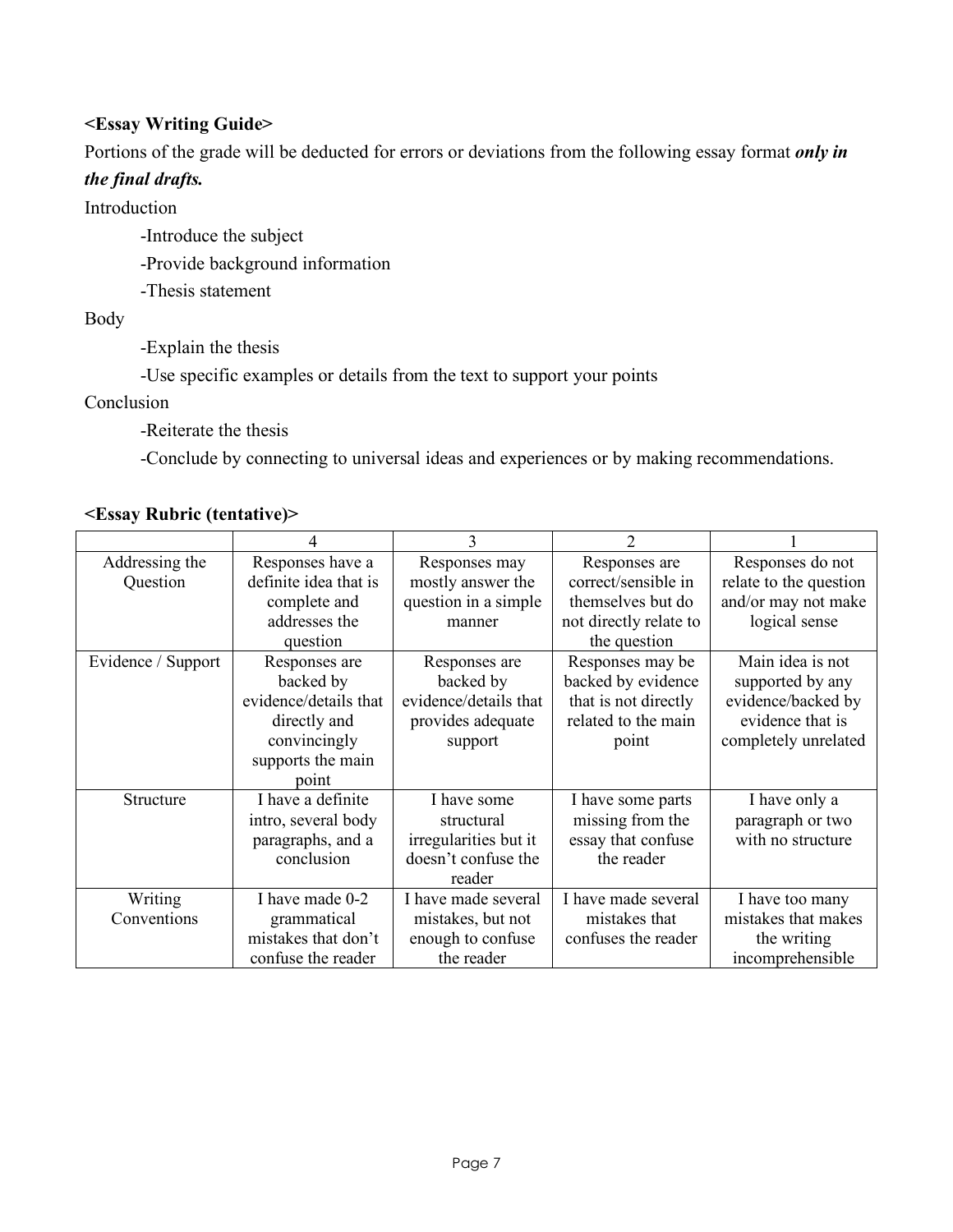**<Essay Writing Guide>**

Portions of the grade will be deducted for errors or deviations from the following essay format ***only in the final drafts.***

Introduction

- Introduce the subject
- Provide background information
- Thesis statement

Body

- Explain the thesis
- Use specific examples or details from the text to support your points

Conclusion

- Reiterate the thesis
- Conclude by connecting to universal ideas and experiences or by making recommendations.

**<Essay Rubric (tentative)>**

| | 4 | 3 | 2 | 1 |
|---|---|---|---|---|
| Addressing the Question | Responses have a definite idea that is complete and addresses the question | Responses may mostly answer the question in a simple manner | Responses are correct/sensible in themselves but do not directly relate to the question | Responses do not relate to the question and/or may not make logical sense |
| Evidence / Support | Responses are backed by evidence/details that directly and convincingly supports the main point | Responses are backed by evidence/details that provides adequate support | Responses may be backed by evidence that is not directly related to the main point | Main idea is not supported by any evidence/backed by evidence that is completely unrelated |
| Structure | I have a definite intro, several body paragraphs, and a conclusion | I have some structural irregularities but it doesn't confuse the reader | I have some parts missing from the essay that confuse the reader | I have only a paragraph or two with no structure |
| Writing Conventions | I have made 0-2 grammatical mistakes that don't confuse the reader | I have made several mistakes, but not enough to confuse the reader | I have made several mistakes that confuses the reader | I have too many mistakes that makes the writing incomprehensible |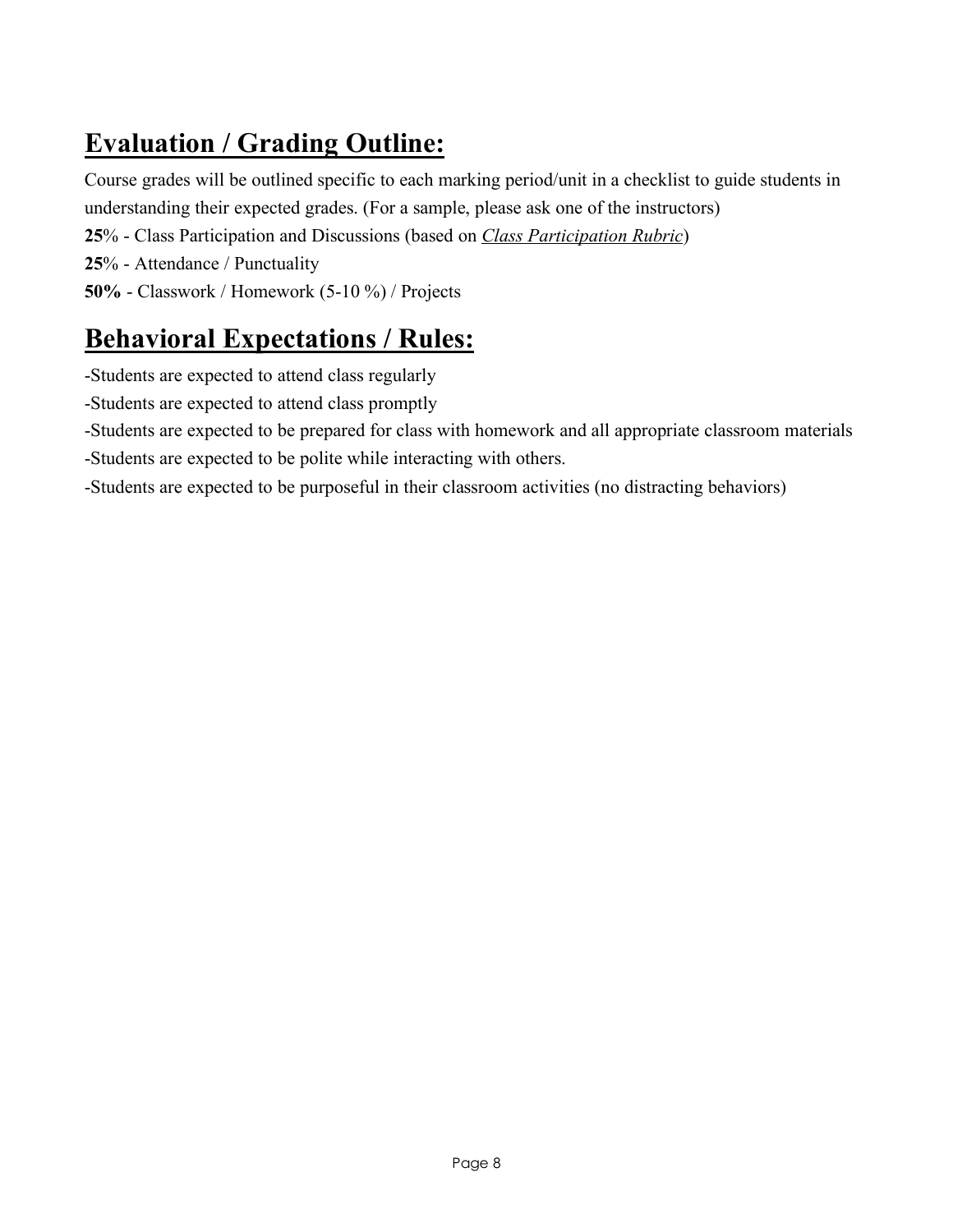## Evaluation / Grading Outline:

Course grades will be outlined specific to each marking period/unit in a checklist to guide students in understanding their expected grades. (For a sample, please ask one of the instructors)

**25**% - Class Participation and Discussions (based on *Class Participation Rubric*)

**25**% - Attendance / Punctuality

**50%** - Classwork / Homework (5-10 %) / Projects

## Behavioral Expectations / Rules:

-Students are expected to attend class regularly

-Students are expected to attend class promptly

-Students are expected to be prepared for class with homework and all appropriate classroom materials

-Students are expected to be polite while interacting with others.

-Students are expected to be purposeful in their classroom activities (no distracting behaviors)